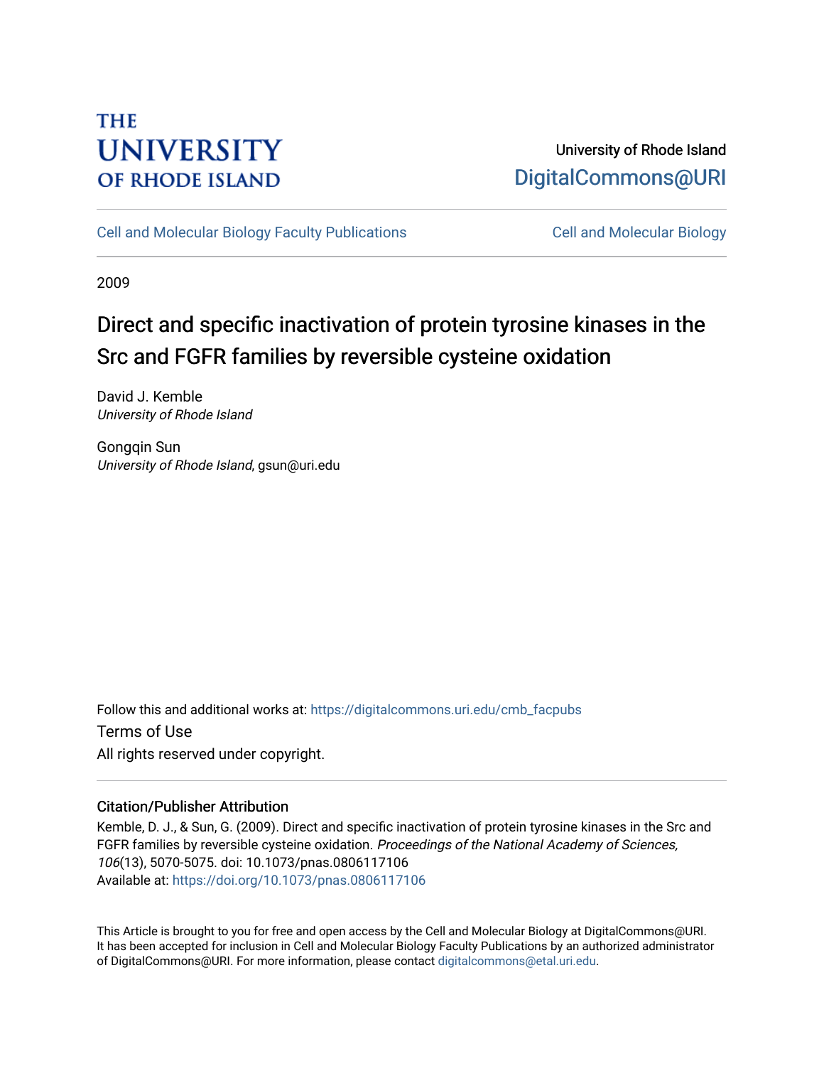THE UNIVERSITY OF RHODE ISLAND

University of Rhode Island
DigitalCommons@URI

Cell and Molecular Biology Faculty Publications | Cell and Molecular Biology

2009

# Direct and specific inactivation of protein tyrosine kinases in the Src and FGFR families by reversible cysteine oxidation

David J. Kemble
*University of Rhode Island*

Gongqin Sun
*University of Rhode Island*, gsun@uri.edu

Follow this and additional works at: https://digitalcommons.uri.edu/cmb_facpubs

Terms of Use
All rights reserved under copyright.

## Citation/Publisher Attribution

Kemble, D. J., & Sun, G. (2009). Direct and specific inactivation of protein tyrosine kinases in the Src and FGFR families by reversible cysteine oxidation. *Proceedings of the National Academy of Sciences, 106*(13), 5070-5075. doi: 10.1073/pnas.0806117106
Available at: https://doi.org/10.1073/pnas.0806117106

This Article is brought to you for free and open access by the Cell and Molecular Biology at DigitalCommons@URI. It has been accepted for inclusion in Cell and Molecular Biology Faculty Publications by an authorized administrator of DigitalCommons@URI. For more information, please contact digitalcommons@etal.uri.edu.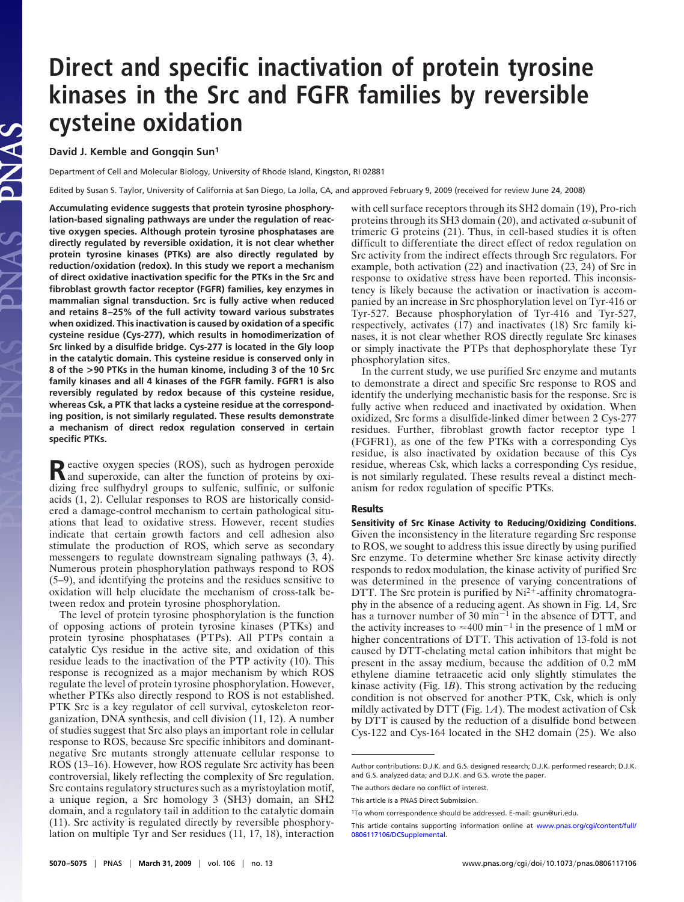# Direct and specific inactivation of protein tyrosine kinases in the Src and FGFR families by reversible cysteine oxidation

**David J. Kemble and Gongqin Sun[1]**

Department of Cell and Molecular Biology, University of Rhode Island, Kingston, RI 02881

Edited by Susan S. Taylor, University of California at San Diego, La Jolla, CA, and approved February 9, 2009 (received for review June 24, 2008)

**Accumulating evidence suggests that protein tyrosine phosphorylation-based signaling pathways are under the regulation of reactive oxygen species. Although protein tyrosine phosphatases are directly regulated by reversible oxidation, it is not clear whether protein tyrosine kinases (PTKs) are also directly regulated by reduction/oxidation (redox). In this study we report a mechanism of direct oxidative inactivation specific for the PTKs in the Src and fibroblast growth factor receptor (FGFR) families, key enzymes in mammalian signal transduction. Src is fully active when reduced and retains 8–25% of the full activity toward various substrates when oxidized. This inactivation is caused by oxidation of a specific cysteine residue (Cys-277), which results in homodimerization of Src linked by a disulfide bridge. Cys-277 is located in the Gly loop in the catalytic domain. This cysteine residue is conserved only in 8 of the >90 PTKs in the human kinome, including 3 of the 10 Src family kinases and all 4 kinases of the FGFR family. FGFR1 is also reversibly regulated by redox because of this cysteine residue, whereas Csk, a PTK that lacks a cysteine residue at the corresponding position, is not similarly regulated. These results demonstrate a mechanism of direct redox regulation conserved in certain specific PTKs.**

Reactive oxygen species (ROS), such as hydrogen peroxide and superoxide, can alter the function of proteins by oxidizing free sulfhydryl groups to sulfenic, sulfinic, or sulfonic acids (1, 2). Cellular responses to ROS are historically considered a damage-control mechanism to certain pathological situations that lead to oxidative stress. However, recent studies indicate that certain growth factors and cell adhesion also stimulate the production of ROS, which serve as secondary messengers to regulate downstream signaling pathways (3, 4). Numerous protein phosphorylation pathways respond to ROS (5–9), and identifying the proteins and the residues sensitive to oxidation will help elucidate the mechanism of cross-talk between redox and protein tyrosine phosphorylation.

The level of protein tyrosine phosphorylation is the function of opposing actions of protein tyrosine kinases (PTKs) and protein tyrosine phosphatases (PTPs). All PTPs contain a catalytic Cys residue in the active site, and oxidation of this residue leads to the inactivation of the PTP activity (10). This response is recognized as a major mechanism by which ROS regulate the level of protein tyrosine phosphorylation. However, whether PTKs also directly respond to ROS is not established. PTK Src is a key regulator of cell survival, cytoskeleton reorganization, DNA synthesis, and cell division (11, 12). A number of studies suggest that Src also plays an important role in cellular response to ROS, because Src specific inhibitors and dominant-negative Src mutants strongly attenuate cellular response to ROS (13–16). However, how ROS regulate Src activity has been controversial, likely reflecting the complexity of Src regulation. Src contains regulatory structures such as a myristoylation motif, a unique region, a Src homology 3 (SH3) domain, an SH2 domain, and a regulatory tail in addition to the catalytic domain (11). Src activity is regulated directly by reversible phosphorylation on multiple Tyr and Ser residues (11, 17, 18), interaction with cell surface receptors through its SH2 domain (19), Pro-rich proteins through its SH3 domain (20), and activated α-subunit of trimeric G proteins (21). Thus, in cell-based studies it is often difficult to differentiate the direct effect of redox regulation on Src activity from the indirect effects through Src regulators. For example, both activation (22) and inactivation (23, 24) of Src in response to oxidative stress have been reported. This inconsistency is likely because the activation or inactivation is accompanied by an increase in Src phosphorylation level on Tyr-416 or Tyr-527. Because phosphorylation of Tyr-416 and Tyr-527, respectively, activates (17) and inactivates (18) Src family kinases, it is not clear whether ROS directly regulate Src kinases or simply inactivate the PTPs that dephosphorylate these Tyr phosphorylation sites.

In the current study, we use purified Src enzyme and mutants to demonstrate a direct and specific Src response to ROS and identify the underlying mechanistic basis for the response. Src is fully active when reduced and inactivated by oxidation. When oxidized, Src forms a disulfide-linked dimer between 2 Cys-277 residues. Further, fibroblast growth factor receptor type 1 (FGFR1), as one of the few PTKs with a corresponding Cys residue, is also inactivated by oxidation because of this Cys residue, whereas Csk, which lacks a corresponding Cys residue, is not similarly regulated. These results reveal a distinct mechanism for redox regulation of specific PTKs.

## Results

**Sensitivity of Src Kinase Activity to Reducing/Oxidizing Conditions.** Given the inconsistency in the literature regarding Src response to ROS, we sought to address this issue directly by using purified Src enzyme. To determine whether Src kinase activity directly responds to redox modulation, the kinase activity of purified Src was determined in the presence of varying concentrations of DTT. The Src protein is purified by $Ni^{2+}$-affinity chromatography in the absence of a reducing agent. As shown in Fig. 1*A*, Src has a turnover number of 30 $min^{-1}$ in the absence of DTT, and the activity increases to ≈400 $min^{-1}$ in the presence of 1 mM or higher concentrations of DTT. This activation of 13-fold is not caused by DTT-chelating metal cation inhibitors that might be present in the assay medium, because the addition of 0.2 mM ethylene diamine tetraacetic acid only slightly stimulates the kinase activity (Fig. 1*B*). This strong activation by the reducing condition is not observed for another PTK, Csk, which is only mildly activated by DTT (Fig. 1*A*). The modest activation of Csk by DTT is caused by the reduction of a disulfide bond between Cys-122 and Cys-164 located in the SH2 domain (25). We also

---

Author contributions: D.J.K. and G.S. designed research; D.J.K. performed research; D.J.K. and G.S. analyzed data; and D.J.K. and G.S. wrote the paper.

The authors declare no conflict of interest.

This article is a PNAS Direct Submission.

[1]To whom correspondence should be addressed. E-mail: gsun@uri.edu.

This article contains supporting information online at www.pnas.org/cgi/content/full/0806117106/DCSupplemental.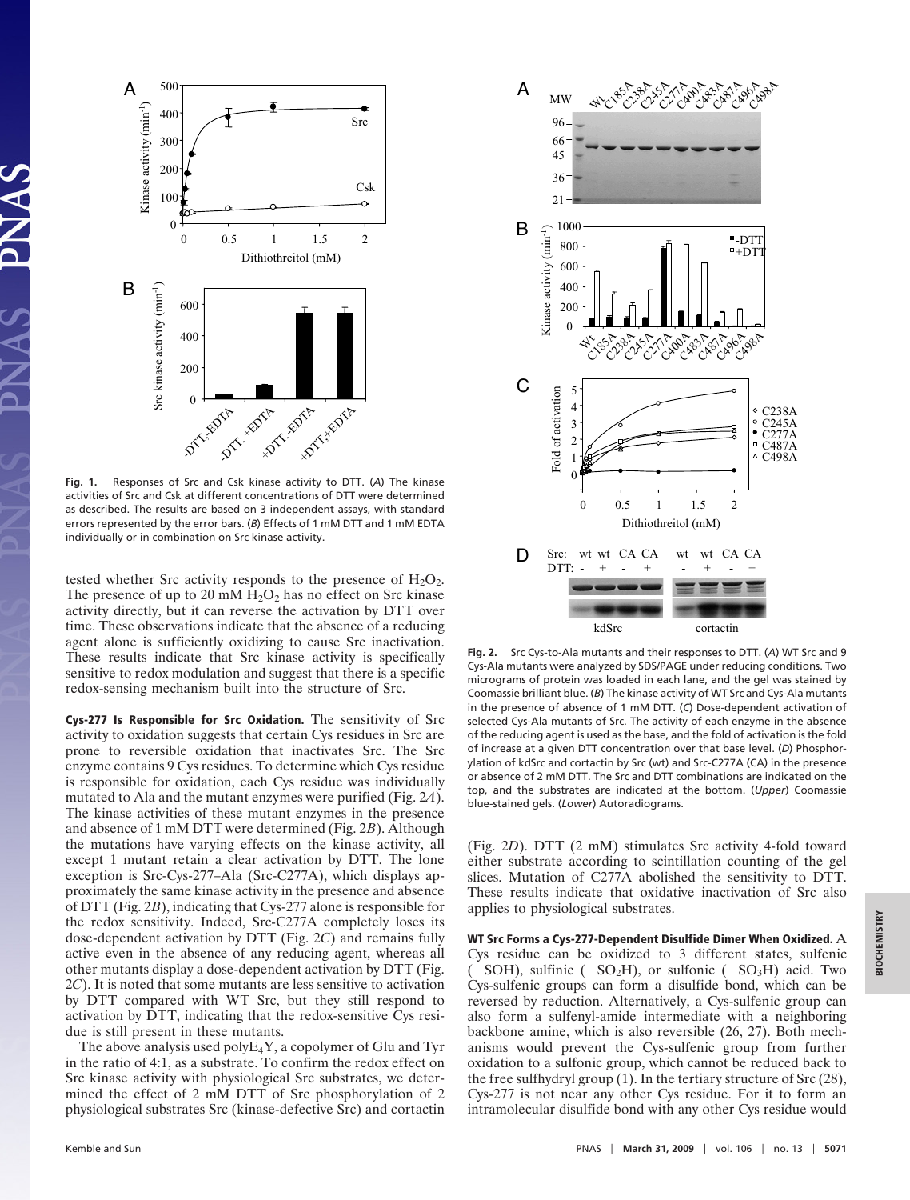**Fig. 1.** Responses of Src and Csk kinase activity to DTT. (*A*) The kinase activities of Src and Csk at different concentrations of DTT were determined as described. The results are based on 3 independent assays, with standard errors represented by the error bars. (*B*) Effects of 1 mM DTT and 1 mM EDTA individually or in combination on Src kinase activity.

tested whether Src activity responds to the presence of $H_2O_2$. The presence of up to 20 mM $H_2O_2$ has no effect on Src kinase activity directly, but it can reverse the activation by DTT over time. These observations indicate that the absence of a reducing agent alone is sufficiently oxidizing to cause Src inactivation. These results indicate that Src kinase activity is specifically sensitive to redox modulation and suggest that there is a specific redox-sensing mechanism built into the structure of Src.

**Cys-277 Is Responsible for Src Oxidation.** The sensitivity of Src activity to oxidation suggests that certain Cys residues in Src are prone to reversible oxidation that inactivates Src. The Src enzyme contains 9 Cys residues. To determine which Cys residue is responsible for oxidation, each Cys residue was individually mutated to Ala and the mutant enzymes were purified (Fig. 2*A*). The kinase activities of these mutant enzymes in the presence and absence of 1 mM DTT were determined (Fig. 2*B*). Although the mutations have varying effects on the kinase activity, all except 1 mutant retain a clear activation by DTT. The lone exception is Src-Cys-277–Ala (Src-C277A), which displays approximately the same kinase activity in the presence and absence of DTT (Fig. 2*B*), indicating that Cys-277 alone is responsible for the redox sensitivity. Indeed, Src-C277A completely loses its dose-dependent activation by DTT (Fig. 2*C*) and remains fully active even in the absence of any reducing agent, whereas all other mutants display a dose-dependent activation by DTT (Fig. 2*C*). It is noted that some mutants are less sensitive to activation by DTT compared with WT Src, but they still respond to activation by DTT, indicating that the redox-sensitive Cys residue is still present in these mutants.

The above analysis used polyE$_4$Y, a copolymer of Glu and Tyr in the ratio of 4:1, as a substrate. To confirm the redox effect on Src kinase activity with physiological Src substrates, we determined the effect of 2 mM DTT of Src phosphorylation of 2 physiological substrates Src (kinase-defective Src) and cortactin (Fig. 2*D*). DTT (2 mM) stimulates Src activity 4-fold toward either substrate according to scintillation counting of the gel slices. Mutation of C277A abolished the sensitivity to DTT. These results indicate that oxidative inactivation of Src also applies to physiological substrates.

**Fig. 2.** Src Cys-to-Ala mutants and their responses to DTT. (*A*) WT Src and 9 Cys-Ala mutants were analyzed by SDS/PAGE under reducing conditions. Two micrograms of protein was loaded in each lane, and the gel was stained by Coomassie brilliant blue. (*B*) The kinase activity of WT Src and Cys-Ala mutants in the presence of absence of 1 mM DTT. (*C*) Dose-dependent activation of selected Cys-Ala mutants of Src. The activity of each enzyme in the absence of the reducing agent is used as the base, and the fold of activation is the fold of increase at a given DTT concentration over that base level. (*D*) Phosphorylation of kdSrc and cortactin by Src (wt) and Src-C277A (CA) in the presence or absence of 2 mM DTT. The Src and DTT combinations are indicated on the top, and the substrates are indicated at the bottom. (*Upper*) Coomassie blue-stained gels. (*Lower*) Autoradiograms.

**WT Src Forms a Cys-277-Dependent Disulfide Dimer When Oxidized.** A Cys residue can be oxidized to 3 different states, sulfenic (−SOH), sulfinic (−$SO_2$H), or sulfonic (−$SO_3$H) acid. Two Cys-sulfenic groups can form a disulfide bond, which can be reversed by reduction. Alternatively, a Cys-sulfenic group can also form a sulfenyl-amide intermediate with a neighboring backbone amine, which is also reversible (26, 27). Both mechanisms would prevent the Cys-sulfenic group from further oxidation to a sulfonic group, which cannot be reduced back to the free sulfhydryl group (1). In the tertiary structure of Src (28), Cys-277 is not near any other Cys residue. For it to form an intramolecular disulfide bond with any other Cys residue would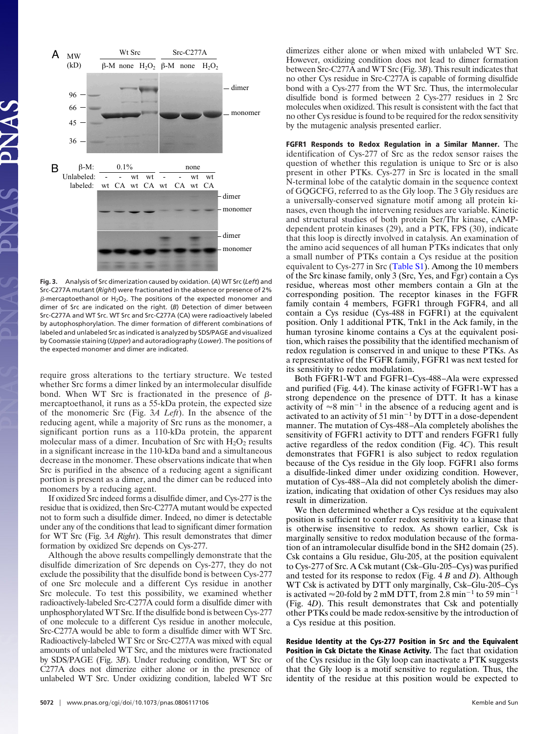Fig. 3. Analysis of Src dimerization caused by oxidation. (*A*) WT Src (*Left*) and Src-C277A mutant (*Right*) were fractionated in the absence or presence of 2% β-mercaptoethanol or $H_2O_2$. The positions of the expected monomer and dimer of Src are indicated on the right. (*B*) Detection of dimer between Src-C277A and WT Src. WT Src and Src-C277A (CA) were radioactively labeled by autophosphorylation. The dimer formation of different combinations of labeled and unlabeled Src as indicated is analyzed by SDS/PAGE and visualized by Coomassie staining (*Upper*) and autoradiography (*Lower*). The positions of the expected monomer and dimer are indicated.

require gross alterations to the tertiary structure. We tested whether Src forms a dimer linked by an intermolecular disulfide bond. When WT Src is fractionated in the presence of β-mercaptoethanol, it runs as a 55-kDa protein, the expected size of the monomeric Src (Fig. 3*A Left*). In the absence of the reducing agent, while a majority of Src runs as the monomer, a significant portion runs as a 110-kDa protein, the apparent molecular mass of a dimer. Incubation of Src with $H_2O_2$ results in a significant increase in the 110-kDa band and a simultaneous decrease in the monomer. These observations indicate that when Src is purified in the absence of a reducing agent a significant portion is present as a dimer, and the dimer can be reduced into monomers by a reducing agent.

If oxidized Src indeed forms a disulfide dimer, and Cys-277 is the residue that is oxidized, then Src-C277A mutant would be expected not to form such a disulfide dimer. Indeed, no dimer is detectable under any of the conditions that lead to significant dimer formation for WT Src (Fig. 3*A Right*). This result demonstrates that dimer formation by oxidized Src depends on Cys-277.

Although the above results compellingly demonstrate that the disulfide dimerization of Src depends on Cys-277, they do not exclude the possibility that the disulfide bond is between Cys-277 of one Src molecule and a different Cys residue in another Src molecule. To test this possibility, we examined whether radioactively-labeled Src-C277A could form a disulfide dimer with unphosphorylated WT Src. If the disulfide bond is between Cys-277 of one molecule to a different Cys residue in another molecule, Src-C277A would be able to form a disulfide dimer with WT Src. Radioactively-labeled WT Src or Src-C277A was mixed with equal amounts of unlabeled WT Src, and the mixtures were fractionated by SDS/PAGE (Fig. 3*B*). Under reducing condition, WT Src or C277A does not dimerize either alone or in the presence of unlabeled WT Src. Under oxidizing condition, labeled WT Src dimerizes either alone or when mixed with unlabeled WT Src. However, oxidizing condition does not lead to dimer formation between Src-C277A and WT Src (Fig. 3*B*). This result indicates that no other Cys residue in Src-C277A is capable of forming disulfide bond with a Cys-277 from the WT Src. Thus, the intermolecular disulfide bond is formed between 2 Cys-277 residues in 2 Src molecules when oxidized. This result is consistent with the fact that no other Cys residue is found to be required for the redox sensitivity by the mutagenic analysis presented earlier.

**FGFR1 Responds to Redox Regulation in a Similar Manner.** The identification of Cys-277 of Src as the redox sensor raises the question of whether this regulation is unique to Src or is also present in other PTKs. Cys-277 in Src is located in the small N-terminal lobe of the catalytic domain in the sequence context of GQGCFG, referred to as the Gly loop. The 3 Gly residues are a universally-conserved signature motif among all protein kinases, even though the intervening residues are variable. Kinetic and structural studies of both protein Ser/Thr kinase, cAMP-dependent protein kinases (29), and a PTK, FPS (30), indicate that this loop is directly involved in catalysis. An examination of the amino acid sequences of all human PTKs indicates that only a small number of PTKs contain a Cys residue at the position equivalent to Cys-277 in Src (Table S1). Among the 10 members of the Src kinase family, only 3 (Src, Yes, and Fgr) contain a Cys residue, whereas most other members contain a Gln at the corresponding position. The receptor kinases in the FGFR family contain 4 members, FGFR1 through FGFR4, and all contain a Cys residue (Cys-488 in FGFR1) at the equivalent position. Only 1 additional PTK, Tnk1 in the Ack family, in the human tyrosine kinome contains a Cys at the equivalent position, which raises the possibility that the identified mechanism of redox regulation is conserved in and unique to these PTKs. As a representative of the FGFR family, FGFR1 was next tested for its sensitivity to redox modulation.

Both FGFR1-WT and FGFR1–Cys-488–Ala were expressed and purified (Fig. 4*A*). The kinase activity of FGFR1-WT has a strong dependence on the presence of DTT. It has a kinase activity of ≈8 $min^{-1}$ in the absence of a reducing agent and is activated to an activity of 51 $min^{-1}$ by DTT in a dose-dependent manner. The mutation of Cys-488–Ala completely abolishes the sensitivity of FGFR1 activity to DTT and renders FGFR1 fully active regardless of the redox condition (Fig. 4*C*). This result demonstrates that FGFR1 is also subject to redox regulation because of the Cys residue in the Gly loop. FGFR1 also forms a disulfide-linked dimer under oxidizing condition. However, mutation of Cys-488–Ala did not completely abolish the dimerization, indicating that oxidation of other Cys residues may also result in dimerization.

We then determined whether a Cys residue at the equivalent position is sufficient to confer redox sensitivity to a kinase that is otherwise insensitive to redox. As shown earlier, Csk is marginally sensitive to redox modulation because of the formation of an intramolecular disulfide bond in the SH2 domain (25). Csk contains a Glu residue, Glu-205, at the position equivalent to Cys-277 of Src. A Csk mutant (Csk–Glu-205–Cys) was purified and tested for its response to redox (Fig. 4 *B* and *D*). Although WT Csk is activated by DTT only marginally, Csk–Glu-205–Cys is activated ≈20-fold by 2 mM DTT, from 2.8 $min^{-1}$ to 59 $min^{-1}$ (Fig. 4*D*). This result demonstrates that Csk and potentially other PTKs could be made redox-sensitive by the introduction of a Cys residue at this position.

**Residue Identity at the Cys-277 Position in Src and the Equivalent Position in Csk Dictate the Kinase Activity.** The fact that oxidation of the Cys residue in the Gly loop can inactivate a PTK suggests that the Gly loop is a motif sensitive to regulation. Thus, the identity of the residue at this position would be expected to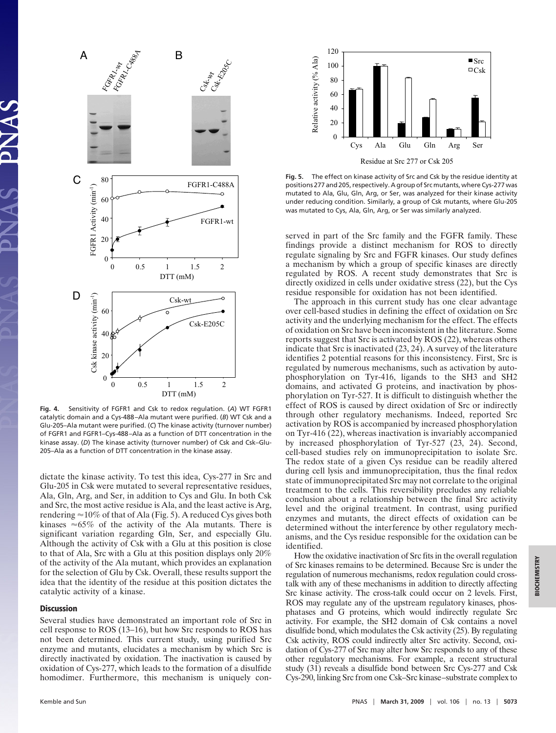Fig. 4. Sensitivity of FGFR1 and Csk to redox regulation. (*A*) WT FGFR1 catalytic domain and a Cys-488–Ala mutant were purified. (*B*) WT Csk and a Glu-205–Ala mutant were purified. (*C*) The kinase activity (turnover number) of FGFR1 and FGFR1–Cys-488–Ala as a function of DTT concentration in the kinase assay. (*D*) The kinase activity (turnover number) of Csk and Csk–Glu-205–Ala as a function of DTT concentration in the kinase assay.

Fig. 5. The effect on kinase activity of Src and Csk by the residue identity at positions 277 and 205, respectively. A group of Src mutants, where Cys-277 was mutated to Ala, Glu, Gln, Arg, or Ser, was analyzed for their kinase activity under reducing condition. Similarly, a group of Csk mutants, where Glu-205 was mutated to Cys, Ala, Gln, Arg, or Ser was similarly analyzed.

dictate the kinase activity. To test this idea, Cys-277 in Src and Glu-205 in Csk were mutated to several representative residues, Ala, Gln, Arg, and Ser, in addition to Cys and Glu. In both Csk and Src, the most active residue is Ala, and the least active is Arg, rendering ≈10% of that of Ala (Fig. 5). A reduced Cys gives both kinases ≈65% of the activity of the Ala mutants. There is significant variation regarding Gln, Ser, and especially Glu. Although the activity of Csk with a Glu at this position is close to that of Ala, Src with a Glu at this position displays only 20% of the activity of the Ala mutant, which provides an explanation for the selection of Glu by Csk. Overall, these results support the idea that the identity of the residue at this position dictates the catalytic activity of a kinase.

## Discussion

Several studies have demonstrated an important role of Src in cell response to ROS (13–16), but how Src responds to ROS has not been determined. This current study, using purified Src enzyme and mutants, elucidates a mechanism by which Src is directly inactivated by oxidation. The inactivation is caused by oxidation of Cys-277, which leads to the formation of a disulfide homodimer. Furthermore, this mechanism is uniquely conserved in part of the Src family and the FGFR family. These findings provide a distinct mechanism for ROS to directly regulate signaling by Src and FGFR kinases. Our study defines a mechanism by which a group of specific kinases are directly regulated by ROS. A recent study demonstrates that Src is directly oxidized in cells under oxidative stress (22), but the Cys residue responsible for oxidation has not been identified.

The approach in this current study has one clear advantage over cell-based studies in defining the effect of oxidation on Src activity and the underlying mechanism for the effect. The effects of oxidation on Src have been inconsistent in the literature. Some reports suggest that Src is activated by ROS (22), whereas others indicate that Src is inactivated (23, 24). A survey of the literature identifies 2 potential reasons for this inconsistency. First, Src is regulated by numerous mechanisms, such as activation by autophosphorylation on Tyr-416, ligands to the SH3 and SH2 domains, and activated G proteins, and inactivation by phosphorylation on Tyr-527. It is difficult to distinguish whether the effect of ROS is caused by direct oxidation of Src or indirectly through other regulatory mechanisms. Indeed, reported Src activation by ROS is accompanied by increased phosphorylation on Tyr-416 (22), whereas inactivation is invariably accompanied by increased phosphorylation of Tyr-527 (23, 24). Second, cell-based studies rely on immunoprecipitation to isolate Src. The redox state of a given Cys residue can be readily altered during cell lysis and immunoprecipitation, thus the final redox state of immunoprecipitated Src may not correlate to the original treatment to the cells. This reversibility precludes any reliable conclusion about a relationship between the final Src activity level and the original treatment. In contrast, using purified enzymes and mutants, the direct effects of oxidation can be determined without the interference by other regulatory mechanisms, and the Cys residue responsible for the oxidation can be identified.

How the oxidative inactivation of Src fits in the overall regulation of Src kinases remains to be determined. Because Src is under the regulation of numerous mechanisms, redox regulation could cross-talk with any of these mechanisms in addition to directly affecting Src kinase activity. The cross-talk could occur on 2 levels. First, ROS may regulate any of the upstream regulatory kinases, phosphatases and G proteins, which would indirectly regulate Src activity. For example, the SH2 domain of Csk contains a novel disulfide bond, which modulates the Csk activity (25). By regulating Csk activity, ROS could indirectly alter Src activity. Second, oxidation of Cys-277 of Src may alter how Src responds to any of these other regulatory mechanisms. For example, a recent structural study (31) reveals a disulfide bond between Src Cys-277 and Csk Cys-290, linking Src from one Csk–Src kinase–substrate complex to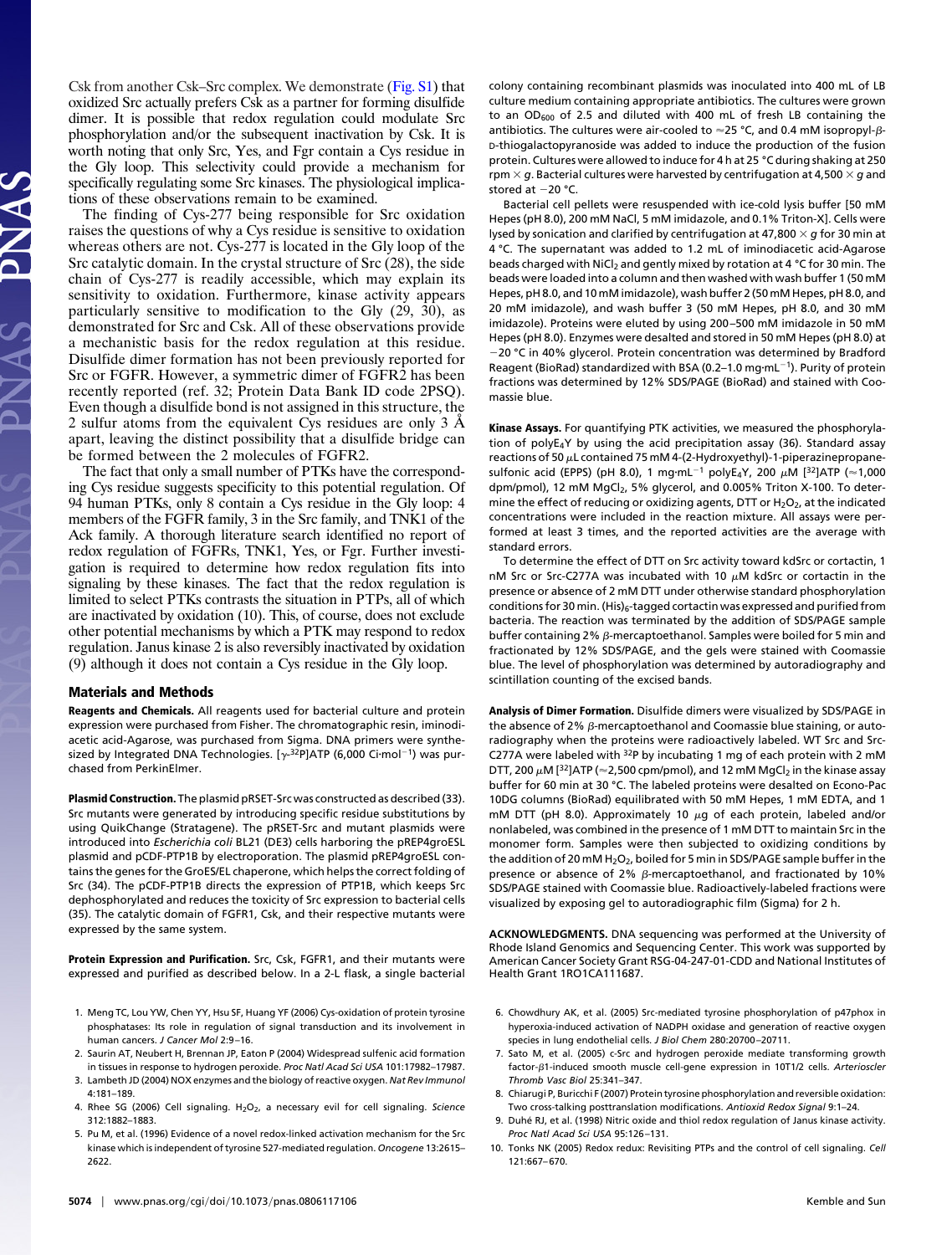Csk from another Csk–Src complex. We demonstrate (Fig. S1) that oxidized Src actually prefers Csk as a partner for forming disulfide dimer. It is possible that redox regulation could modulate Src phosphorylation and/or the subsequent inactivation by Csk. It is worth noting that only Src, Yes, and Fgr contain a Cys residue in the Gly loop. This selectivity could provide a mechanism for specifically regulating some Src kinases. The physiological implications of these observations remain to be examined.

The finding of Cys-277 being responsible for Src oxidation raises the questions of why a Cys residue is sensitive to oxidation whereas others are not. Cys-277 is located in the Gly loop of the Src catalytic domain. In the crystal structure of Src (28), the side chain of Cys-277 is readily accessible, which may explain its sensitivity to oxidation. Furthermore, kinase activity appears particularly sensitive to modification to the Gly (29, 30), as demonstrated for Src and Csk. All of these observations provide a mechanistic basis for the redox regulation at this residue. Disulfide dimer formation has not been previously reported for Src or FGFR. However, a symmetric dimer of FGFR2 has been recently reported (ref. 32; Protein Data Bank ID code 2PSQ). Even though a disulfide bond is not assigned in this structure, the 2 sulfur atoms from the equivalent Cys residues are only 3 Å apart, leaving the distinct possibility that a disulfide bridge can be formed between the 2 molecules of FGFR2.

The fact that only a small number of PTKs have the corresponding Cys residue suggests specificity to this potential regulation. Of 94 human PTKs, only 8 contain a Cys residue in the Gly loop: 4 members of the FGFR family, 3 in the Src family, and TNK1 of the Ack family. A thorough literature search identified no report of redox regulation of FGFRs, TNK1, Yes, or Fgr. Further investigation is required to determine how redox regulation fits into signaling by these kinases. The fact that the redox regulation is limited to select PTKs contrasts the situation in PTPs, all of which are inactivated by oxidation (10). This, of course, does not exclude other potential mechanisms by which a PTK may respond to redox regulation. Janus kinase 2 is also reversibly inactivated by oxidation (9) although it does not contain a Cys residue in the Gly loop.

## Materials and Methods

**Reagents and Chemicals.** All reagents used for bacterial culture and protein expression were purchased from Fisher. The chromatographic resin, iminodiacetic acid-Agarose, was purchased from Sigma. DNA primers were synthesized by Integrated DNA Technologies. [$\gamma$-$^{32}$P]ATP (6,000 Ci·mol$^{-1}$) was purchased from PerkinElmer.

**Plasmid Construction.** The plasmid pRSET-Src was constructed as described (33). Src mutants were generated by introducing specific residue substitutions by using QuikChange (Stratagene). The pRSET-Src and mutant plasmids were introduced into *Escherichia coli* BL21 (DE3) cells harboring the pREP4groESL plasmid and pCDF-PTP1B by electroporation. The plasmid pREP4groESL contains the genes for the GroES/EL chaperone, which helps the correct folding of Src (34). The pCDF-PTP1B directs the expression of PTP1B, which keeps Src dephosphorylated and reduces the toxicity of Src expression to bacterial cells (35). The catalytic domain of FGFR1, Csk, and their respective mutants were expressed by the same system.

**Protein Expression and Purification.** Src, Csk, FGFR1, and their mutants were expressed and purified as described below. In a 2-L flask, a single bacterial colony containing recombinant plasmids was inoculated into 400 mL of LB culture medium containing appropriate antibiotics. The cultures were grown to an $OD_{600}$ of 2.5 and diluted with 400 mL of fresh LB containing the antibiotics. The cultures were air-cooled to ≈25 °C, and 0.4 mM isopropyl-$\beta$-D-thiogalactopyranoside was added to induce the production of the fusion protein. Cultures were allowed to induce for 4 h at 25 °C during shaking at 250 rpm × *g*. Bacterial cultures were harvested by centrifugation at 4,500 × *g* and stored at −20 °C.

Bacterial cell pellets were resuspended with ice-cold lysis buffer [50 mM Hepes (pH 8.0), 200 mM NaCl, 5 mM imidazole, and 0.1% Triton-X]. Cells were lysed by sonication and clarified by centrifugation at 47,800 × *g* for 30 min at 4 °C. The supernatant was added to 1.2 mL of iminodiacetic acid-Agarose beads charged with $NiCl_2$ and gently mixed by rotation at 4 °C for 30 min. The beads were loaded into a column and then washed with wash buffer 1 (50 mM Hepes, pH 8.0, and 10 mM imidazole), wash buffer 2 (50 mM Hepes, pH 8.0, and 20 mM imidazole), and wash buffer 3 (50 mM Hepes, pH 8.0, and 30 mM imidazole). Proteins were eluted by using 200–500 mM imidazole in 50 mM Hepes (pH 8.0). Enzymes were desalted and stored in 50 mM Hepes (pH 8.0) at −20 °C in 40% glycerol. Protein concentration was determined by Bradford Reagent (BioRad) standardized with BSA (0.2–1.0 mg·mL$^{-1}$). Purity of protein fractions was determined by 12% SDS/PAGE (BioRad) and stained with Coomassie blue.

**Kinase Assays.** For quantifying PTK activities, we measured the phosphorylation of polyE$_4$Y by using the acid precipitation assay (36). Standard assay reactions of 50 $\mu$L contained 75 mM 4-(2-Hydroxyethyl)-1-piperazinepropanesulfonic acid (EPPS) (pH 8.0), 1 mg·mL$^{-1}$ polyE$_4$Y, 200 $\mu$M [$^{32}$P]ATP (≈1,000 dpm/pmol), 12 mM $MgCl_2$, 5% glycerol, and 0.005% Triton X-100. To determine the effect of reducing or oxidizing agents, DTT or $H_2O_2$, at the indicated concentrations were included in the reaction mixture. All assays were performed at least 3 times, and the reported activities are the average with standard errors.

To determine the effect of DTT on Src activity toward kdSrc or cortactin, 1 nM Src or Src-C277A was incubated with 10 $\mu$M kdSrc or cortactin in the presence or absence of 2 mM DTT under otherwise standard phosphorylation conditions for 30 min. (His)$_6$-tagged cortactin was expressed and purified from bacteria. The reaction was terminated by the addition of SDS/PAGE sample buffer containing 2% $\beta$-mercaptoethanol. Samples were boiled for 5 min and fractionated by 12% SDS/PAGE, and the gels were stained with Coomassie blue. The level of phosphorylation was determined by autoradiography and scintillation counting of the excised bands.

**Analysis of Dimer Formation.** Disulfide dimers were visualized by SDS/PAGE in the absence of 2% $\beta$-mercaptoethanol and Coomassie blue staining, or autoradiography when the proteins were radioactively labeled. WT Src and Src-C277A were labeled with $^{32}$P by incubating 1 mg of each protein with 2 mM DTT, 200 $\mu$M [$^{32}$]ATP (≈2,500 cpm/pmol), and 12 mM $MgCl_2$ in the kinase assay buffer for 60 min at 30 °C. The labeled proteins were desalted on Econo-Pac 10DG columns (BioRad) equilibrated with 50 mM Hepes, 1 mM EDTA, and 1 mM DTT (pH 8.0). Approximately 10 $\mu$g of each protein, labeled and/or nonlabeled, was combined in the presence of 1 mM DTT to maintain Src in the monomer form. Samples were then subjected to oxidizing conditions by the addition of 20 mM $H_2O_2$, boiled for 5 min in SDS/PAGE sample buffer in the presence or absence of 2% $\beta$-mercaptoethanol, and fractionated by 10% SDS/PAGE stained with Coomassie blue. Radioactively-labeled fractions were visualized by exposing gel to autoradiographic film (Sigma) for 2 h.

**ACKNOWLEDGMENTS.** DNA sequencing was performed at the University of Rhode Island Genomics and Sequencing Center. This work was supported by American Cancer Society Grant RSG-04-247-01-CDD and National Institutes of Health Grant 1RO1CA111687.

1. Meng TC, Lou YW, Chen YY, Hsu SF, Huang YF (2006) Cys-oxidation of protein tyrosine phosphatases: Its role in regulation of signal transduction and its involvement in human cancers. *J Cancer Mol* 2:9–16.
2. Saurin AT, Neubert H, Brennan JP, Eaton P (2004) Widespread sulfenic acid formation in tissues in response to hydrogen peroxide. *Proc Natl Acad Sci USA* 101:17982–17987.
3. Lambeth JD (2004) NOX enzymes and the biology of reactive oxygen. *Nat Rev Immunol* 4:181–189.
4. Rhee SG (2006) Cell signaling. $H_2O_2$, a necessary evil for cell signaling. *Science* 312:1882–1883.
5. Pu M, et al. (1996) Evidence of a novel redox-linked activation mechanism for the Src kinase which is independent of tyrosine 527-mediated regulation. *Oncogene* 13:2615–2622.
6. Chowdhury AK, et al. (2005) Src-mediated tyrosine phosphorylation of p47phox in hyperoxia-induced activation of NADPH oxidase and generation of reactive oxygen species in lung endothelial cells. *J Biol Chem* 280:20700–20711.
7. Sato M, et al. (2005) c-Src and hydrogen peroxide mediate transforming growth factor-$\beta$1-induced smooth muscle cell-gene expression in 10T1/2 cells. *Arterioscler Thromb Vasc Biol* 25:341–347.
8. Chiarugi P, Buricchi F (2007) Protein tyrosine phosphorylation and reversible oxidation: Two cross-talking posttranslation modifications. *Antioxid Redox Signal* 9:1–24.
9. Duhé RJ, et al. (1998) Nitric oxide and thiol redox regulation of Janus kinase activity. *Proc Natl Acad Sci USA* 95:126–131.
10. Tonks NK (2005) Redox redux: Revisiting PTPs and the control of cell signaling. *Cell* 121:667–670.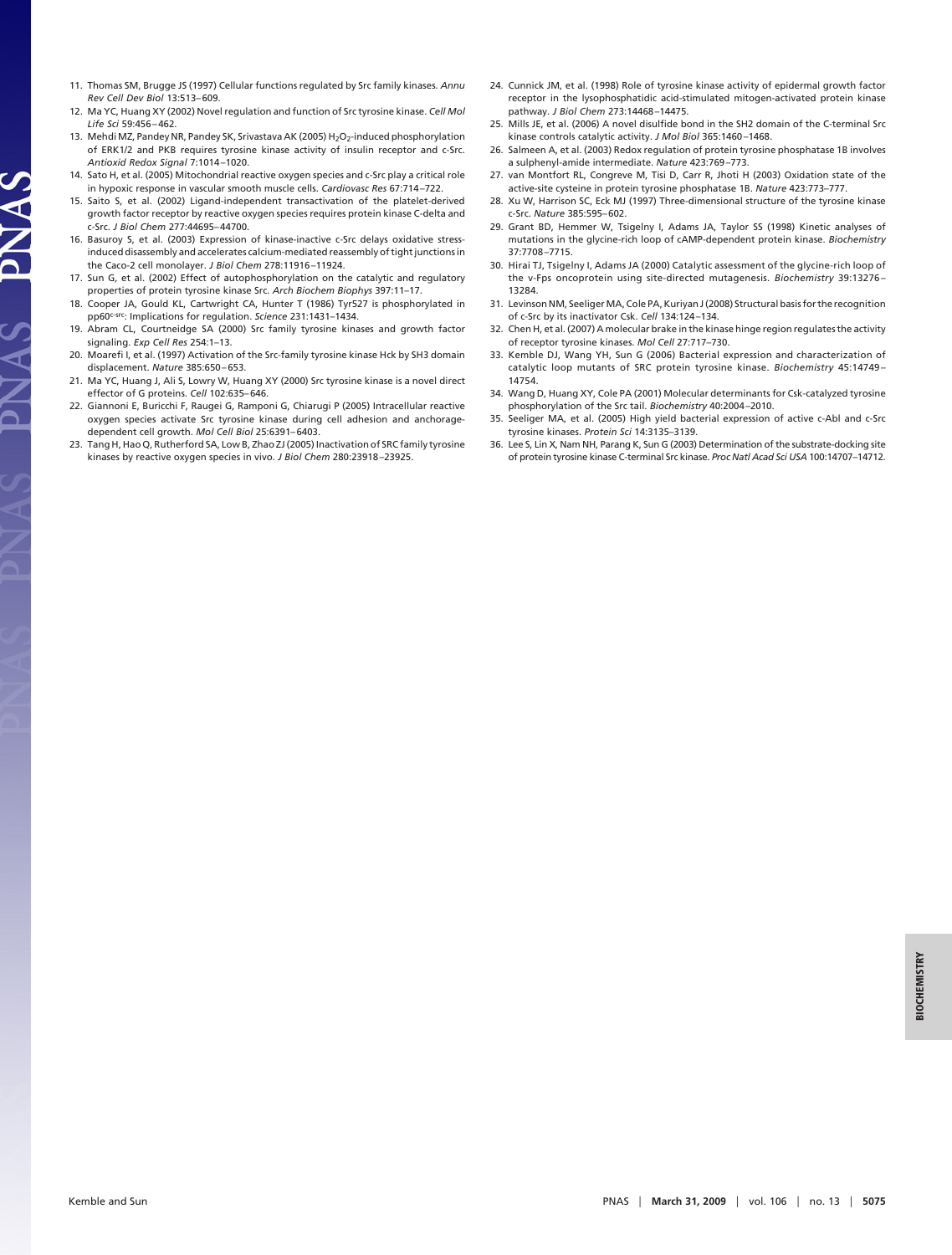11. Thomas SM, Brugge JS (1997) Cellular functions regulated by Src family kinases. *Annu Rev Cell Dev Biol* 13:513–609.
12. Ma YC, Huang XY (2002) Novel regulation and function of Src tyrosine kinase. *Cell Mol Life Sci* 59:456–462.
13. Mehdi MZ, Pandey NR, Pandey SK, Srivastava AK (2005) $H_2O_2$-induced phosphorylation of ERK1/2 and PKB requires tyrosine kinase activity of insulin receptor and c-Src. *Antioxid Redox Signal* 7:1014–1020.
14. Sato H, et al. (2005) Mitochondrial reactive oxygen species and c-Src play a critical role in hypoxic response in vascular smooth muscle cells. *Cardiovasc Res* 67:714–722.
15. Saito S, et al. (2002) Ligand-independent transactivation of the platelet-derived growth factor receptor by reactive oxygen species requires protein kinase C-delta and c-Src. *J Biol Chem* 277:44695–44700.
16. Basuroy S, et al. (2003) Expression of kinase-inactive c-Src delays oxidative stress-induced disassembly and accelerates calcium-mediated reassembly of tight junctions in the Caco-2 cell monolayer. *J Biol Chem* 278:11916–11924.
17. Sun G, et al. (2002) Effect of autophosphorylation on the catalytic and regulatory properties of protein tyrosine kinase Src. *Arch Biochem Biophys* 397:11–17.
18. Cooper JA, Gould KL, Cartwright CA, Hunter T (1986) Tyr527 is phosphorylated in pp60$^{c\text{-}src}$: Implications for regulation. *Science* 231:1431–1434.
19. Abram CL, Courtneidge SA (2000) Src family tyrosine kinases and growth factor signaling. *Exp Cell Res* 254:1–13.
20. Moarefi I, et al. (1997) Activation of the Src-family tyrosine kinase Hck by SH3 domain displacement. *Nature* 385:650–653.
21. Ma YC, Huang J, Ali S, Lowry W, Huang XY (2000) Src tyrosine kinase is a novel direct effector of G proteins. *Cell* 102:635–646.
22. Giannoni E, Buricchi F, Raugei G, Ramponi G, Chiarugi P (2005) Intracellular reactive oxygen species activate Src tyrosine kinase during cell adhesion and anchorage-dependent cell growth. *Mol Cell Biol* 25:6391–6403.
23. Tang H, Hao Q, Rutherford SA, Low B, Zhao ZJ (2005) Inactivation of SRC family tyrosine kinases by reactive oxygen species in vivo. *J Biol Chem* 280:23918–23925.
24. Cunnick JM, et al. (1998) Role of tyrosine kinase activity of epidermal growth factor receptor in the lysophosphatidic acid-stimulated mitogen-activated protein kinase pathway. *J Biol Chem* 273:14468–14475.
25. Mills JE, et al. (2006) A novel disulfide bond in the SH2 domain of the C-terminal Src kinase controls catalytic activity. *J Mol Biol* 365:1460–1468.
26. Salmeen A, et al. (2003) Redox regulation of protein tyrosine phosphatase 1B involves a sulphenyl-amide intermediate. *Nature* 423:769–773.
27. van Montfort RL, Congreve M, Tisi D, Carr R, Jhoti H (2003) Oxidation state of the active-site cysteine in protein tyrosine phosphatase 1B. *Nature* 423:773–777.
28. Xu W, Harrison SC, Eck MJ (1997) Three-dimensional structure of the tyrosine kinase c-Src. *Nature* 385:595–602.
29. Grant BD, Hemmer W, Tsigelny I, Adams JA, Taylor SS (1998) Kinetic analyses of mutations in the glycine-rich loop of cAMP-dependent protein kinase. *Biochemistry* 37:7708–7715.
30. Hirai TJ, Tsigelny I, Adams JA (2000) Catalytic assessment of the glycine-rich loop of the v-Fps oncoprotein using site-directed mutagenesis. *Biochemistry* 39:13276–13284.
31. Levinson NM, Seeliger MA, Cole PA, Kuriyan J (2008) Structural basis for the recognition of c-Src by its inactivator Csk. *Cell* 134:124–134.
32. Chen H, et al. (2007) A molecular brake in the kinase hinge region regulates the activity of receptor tyrosine kinases. *Mol Cell* 27:717–730.
33. Kemble DJ, Wang YH, Sun G (2006) Bacterial expression and characterization of catalytic loop mutants of SRC protein tyrosine kinase. *Biochemistry* 45:14749–14754.
34. Wang D, Huang XY, Cole PA (2001) Molecular determinants for Csk-catalyzed tyrosine phosphorylation of the Src tail. *Biochemistry* 40:2004–2010.
35. Seeliger MA, et al. (2005) High yield bacterial expression of active c-Abl and c-Src tyrosine kinases. *Protein Sci* 14:3135–3139.
36. Lee S, Lin X, Nam NH, Parang K, Sun G (2003) Determination of the substrate-docking site of protein tyrosine kinase C-terminal Src kinase. *Proc Natl Acad Sci USA* 100:14707–14712.